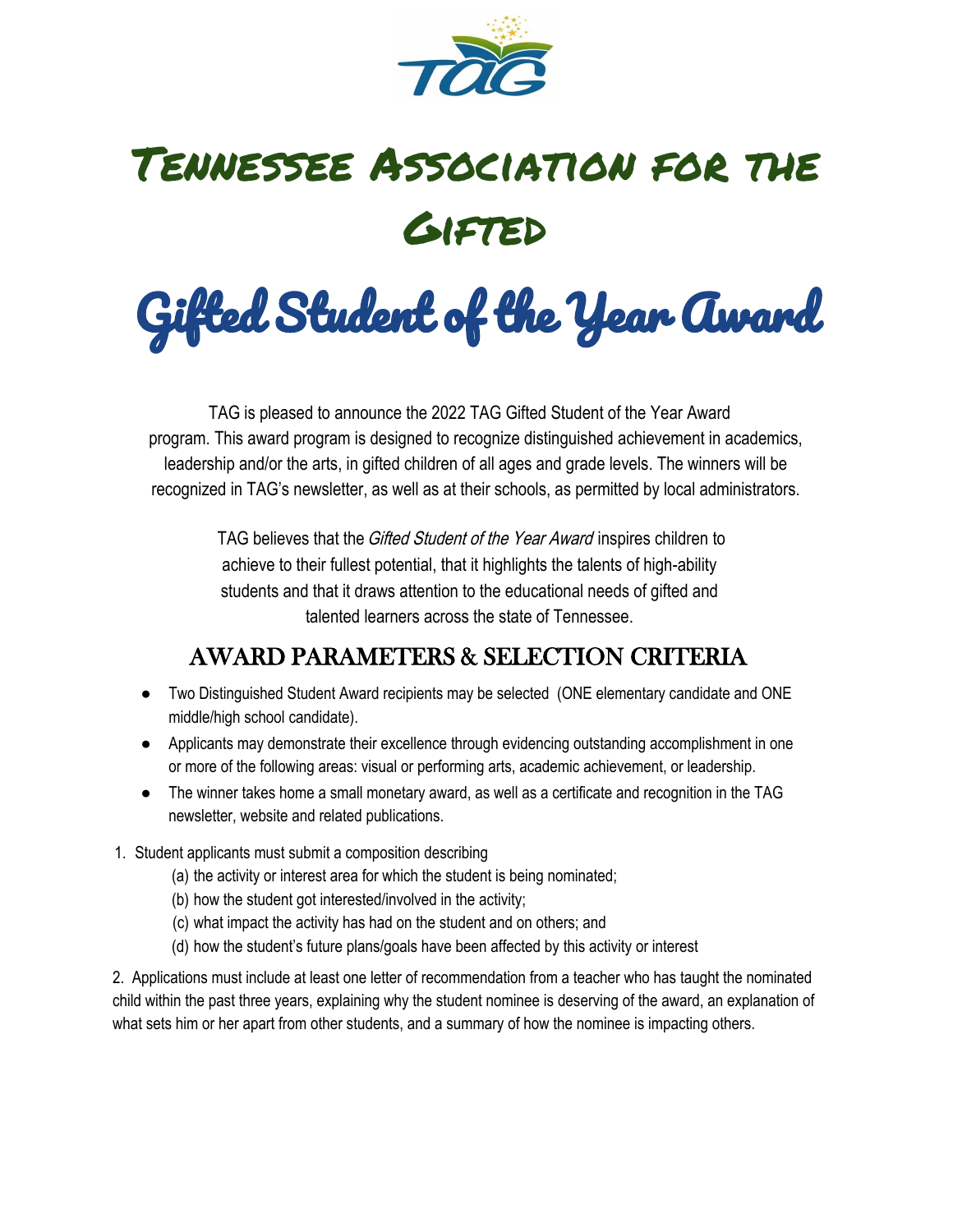# Tennessee Association for the Gifted

# Gifted Student of the Year Award

TAG is pleased to announce the 2022 TAG Gifted Student of the Year Award program. This award program is designed to recognize distinguished achievement in academics, leadership and/or the arts, in gifted children of all ages and grade levels. The winners will be recognized in TAG's newsletter, as well as at their schools, as permitted by local administrators.

TAG believes that the *Gifted Student of the Year Award* inspires children to achieve to their fullest potential, that it highlights the talents of high-ability students and that it draws attention to the educational needs of gifted and talented learners across the state of Tennessee.

## AWARD PARAMETERS & SELECTION CRITERIA

- Two Distinguished Student Award recipients may be selected (ONE elementary candidate and ONE middle/high school candidate).
- Applicants may demonstrate their excellence through evidencing outstanding accomplishment in one or more of the following areas: visual or performing arts, academic achievement, or leadership.
- The winner takes home a small monetary award, as well as a certificate and recognition in the TAG newsletter, website and related publications.

1. Student applicants must submit a composition describing
   (a) the activity or interest area for which the student is being nominated;
   (b) how the student got interested/involved in the activity;
   (c) what impact the activity has had on the student and on others; and
   (d) how the student's future plans/goals have been affected by this activity or interest

2. Applications must include at least one letter of recommendation from a teacher who has taught the nominated child within the past three years, explaining why the student nominee is deserving of the award, an explanation of what sets him or her apart from other students, and a summary of how the nominee is impacting others.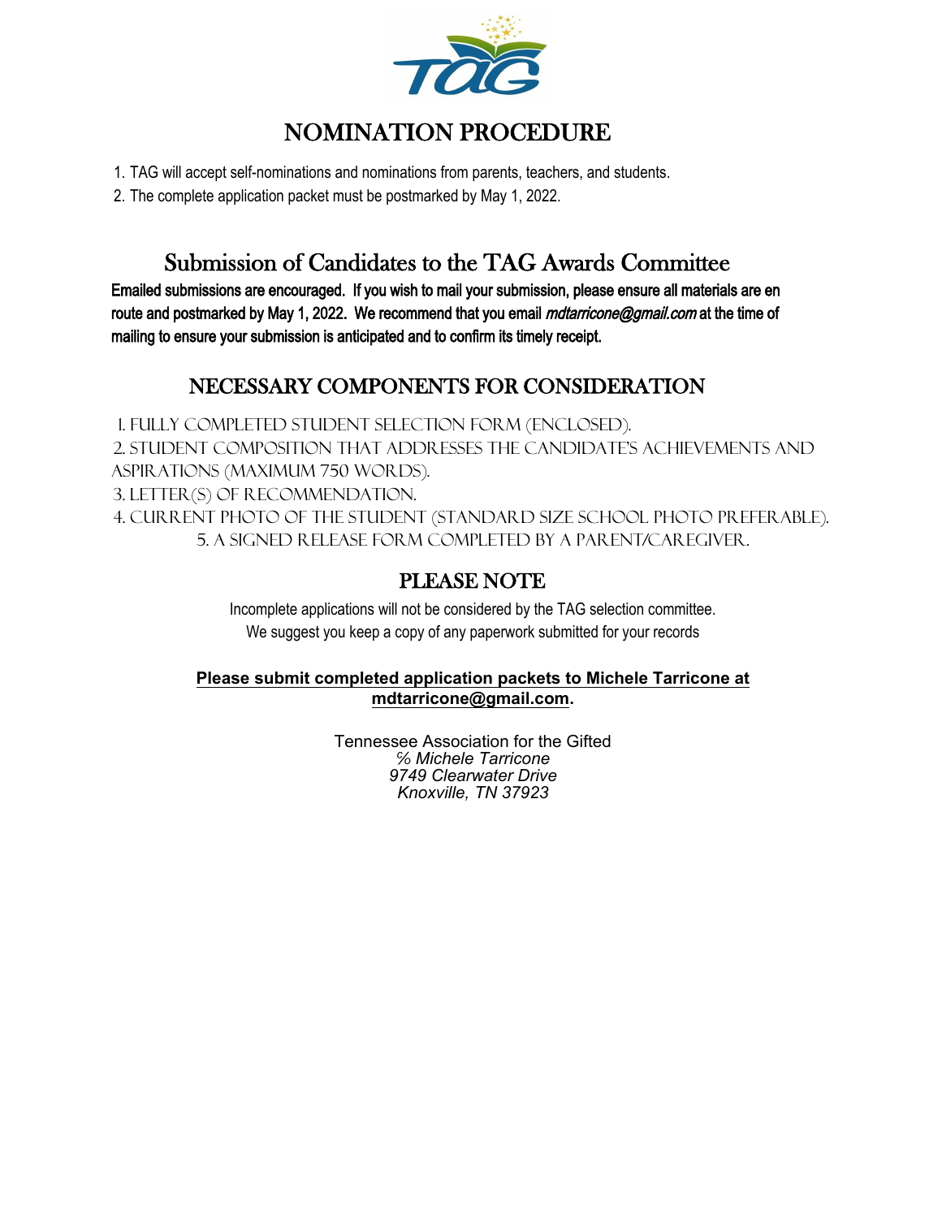# NOMINATION PROCEDURE

1. TAG will accept self-nominations and nominations from parents, teachers, and students.
2. The complete application packet must be postmarked by May 1, 2022.

## Submission of Candidates to the TAG Awards Committee

**Emailed submissions are encouraged. If you wish to mail your submission, please ensure all materials are en route and postmarked by May 1, 2022. We recommend that you email *mdtarricone@gmail.com* at the time of mailing to ensure your submission is anticipated and to confirm its timely receipt.**

## NECESSARY COMPONENTS FOR CONSIDERATION

1. FULLY COMPLETED STUDENT SELECTION FORM (ENCLOSED).
2. STUDENT COMPOSITION THAT ADDRESSES THE CANDIDATE'S ACHIEVEMENTS AND ASPIRATIONS (MAXIMUM 750 WORDS).
3. LETTER(S) OF RECOMMENDATION.
4. CURRENT PHOTO OF THE STUDENT (STANDARD SIZE SCHOOL PHOTO PREFERABLE).
5. A SIGNED RELEASE FORM COMPLETED BY A PARENT/CAREGIVER.

## PLEASE NOTE

Incomplete applications will not be considered by the TAG selection committee.
We suggest you keep a copy of any paperwork submitted for your records

**Please submit completed application packets to Michele Tarricone at mdtarricone@gmail.com.**

Tennessee Association for the Gifted
*% Michele Tarricone*
*9749 Clearwater Drive*
*Knoxville, TN 37923*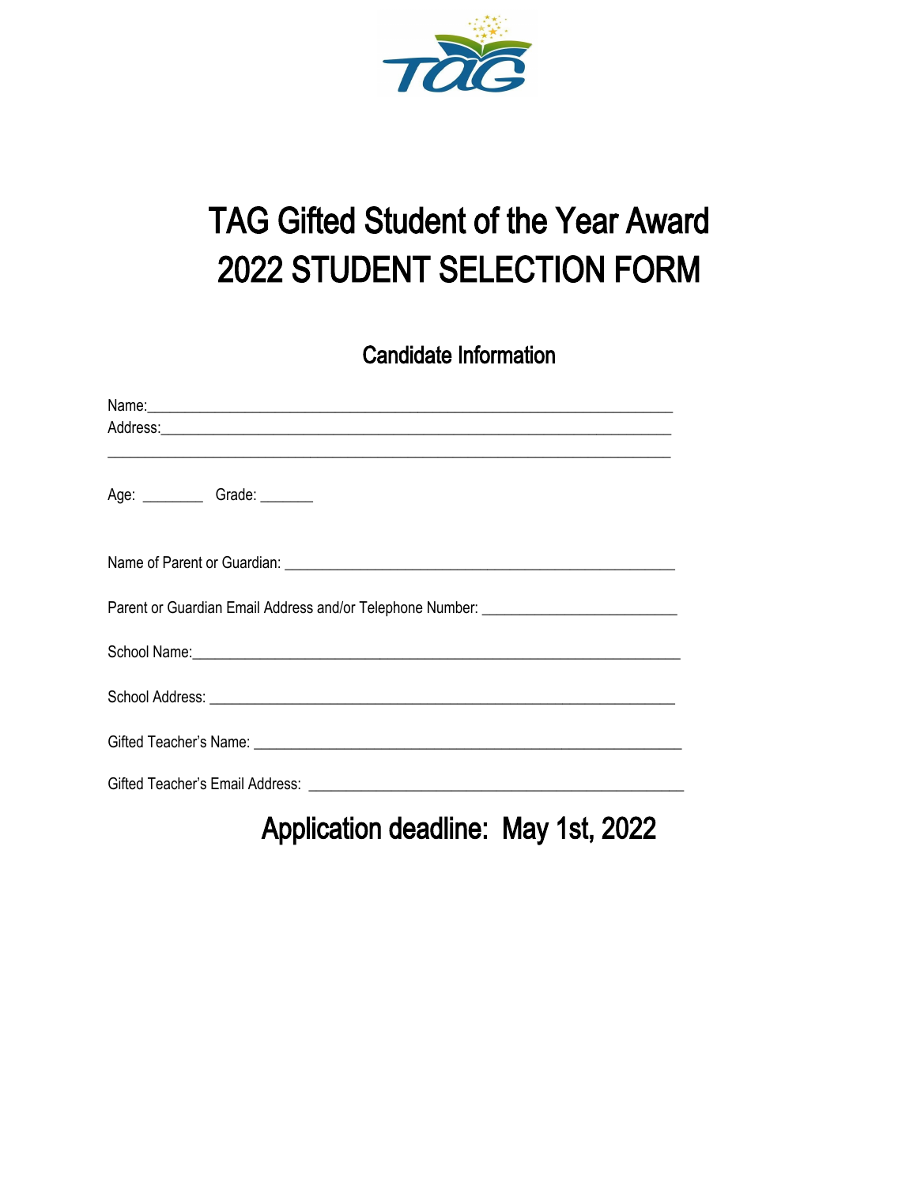# TAG Gifted Student of the Year Award
# 2022 STUDENT SELECTION FORM

## Candidate Information

Name:______________________________________________________________________

Address:____________________________________________________________________

____________________________________________________________________________

Age: ________ Grade: _______

Name of Parent or Guardian: ___________________________________________________

Parent or Guardian Email Address and/or Telephone Number: _________________________

School Name:________________________________________________________________

School Address: ______________________________________________________________

Gifted Teacher's Name: ________________________________________________________

Gifted Teacher's Email Address: _______________________________________________

## Application deadline: May 1st, 2022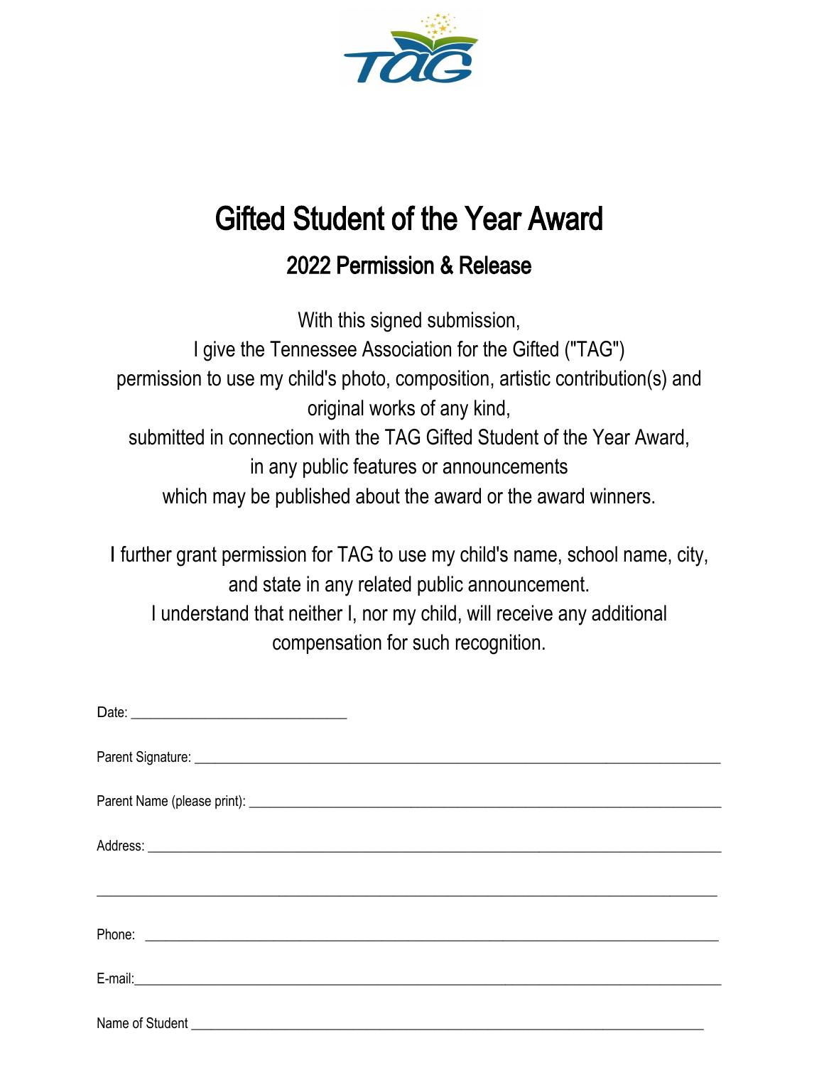# Gifted Student of the Year Award

## 2022 Permission & Release

With this signed submission,
I give the Tennessee Association for the Gifted ("TAG")
permission to use my child's photo, composition, artistic contribution(s) and original works of any kind,
submitted in connection with the TAG Gifted Student of the Year Award,
in any public features or announcements
which may be published about the award or the award winners.

I further grant permission for TAG to use my child's name, school name, city, and state in any related public announcement.
I understand that neither I, nor my child, will receive any additional compensation for such recognition.

Date: ______________________________

Parent Signature: ______________________________________________________________

Parent Name (please print): _____________________________________________________

Address: ______________________________________________________________________

_____________________________________________________________________________

Phone: _______________________________________________________________________

E-mail: _______________________________________________________________________

Name of Student _______________________________________________________________